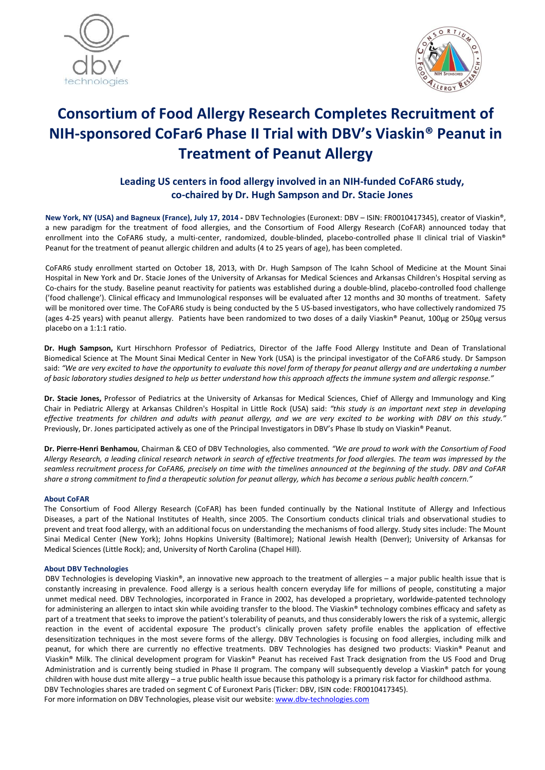# Consortium of Food Allergy Research Completes Recruitment of NIH-sponsored CoFar6 Phase II Trial with DBV's Viaskin® Peanut in Treatment of Peanut Allergy

## Leading US centers in food allergy involved in an NIH-funded CoFAR6 study, co-chaired by Dr. Hugh Sampson and Dr. Stacie Jones

**New York, NY (USA) and Bagneux (France), July 17, 2014 -** DBV Technologies (Euronext: DBV – ISIN: FR0010417345), creator of Viaskin®, a new paradigm for the treatment of food allergies, and the Consortium of Food Allergy Research (CoFAR) announced today that enrollment into the CoFAR6 study, a multi-center, randomized, double-blinded, placebo-controlled phase II clinical trial of Viaskin® Peanut for the treatment of peanut allergic children and adults (4 to 25 years of age), has been completed.

CoFAR6 study enrollment started on October 18, 2013, with Dr. Hugh Sampson of The Icahn School of Medicine at the Mount Sinai Hospital in New York and Dr. Stacie Jones of the University of Arkansas for Medical Sciences and Arkansas Children's Hospital serving as Co-chairs for the study. Baseline peanut reactivity for patients was established during a double-blind, placebo-controlled food challenge ('food challenge'). Clinical efficacy and Immunological responses will be evaluated after 12 months and 30 months of treatment. Safety will be monitored over time. The CoFAR6 study is being conducted by the 5 US-based investigators, who have collectively randomized 75 (ages 4-25 years) with peanut allergy. Patients have been randomized to two doses of a daily Viaskin® Peanut, 100µg or 250µg versus placebo on a 1:1:1 ratio.

**Dr. Hugh Sampson,** Kurt Hirschhorn Professor of Pediatrics, Director of the Jaffe Food Allergy Institute and Dean of Translational Biomedical Science at The Mount Sinai Medical Center in New York (USA) is the principal investigator of the CoFAR6 study. Dr Sampson said: *"We are very excited to have the opportunity to evaluate this novel form of therapy for peanut allergy and are undertaking a number of basic laboratory studies designed to help us better understand how this approach affects the immune system and allergic response."*

**Dr. Stacie Jones,** Professor of Pediatrics at the University of Arkansas for Medical Sciences, Chief of Allergy and Immunology and King Chair in Pediatric Allergy at Arkansas Children's Hospital in Little Rock (USA) said: *"this study is an important next step in developing effective treatments for children and adults with peanut allergy, and we are very excited to be working with DBV on this study."* Previously, Dr. Jones participated actively as one of the Principal Investigators in DBV's Phase Ib study on Viaskin® Peanut.

**Dr. Pierre-Henri Benhamou**, Chairman & CEO of DBV Technologies, also commented. *"We are proud to work with the Consortium of Food Allergy Research, a leading clinical research network in search of effective treatments for food allergies. The team was impressed by the seamless recruitment process for CoFAR6, precisely on time with the timelines announced at the beginning of the study. DBV and CoFAR share a strong commitment to find a therapeutic solution for peanut allergy, which has become a serious public health concern."*

#### About CoFAR

The Consortium of Food Allergy Research (CoFAR) has been funded continually by the National Institute of Allergy and Infectious Diseases, a part of the National Institutes of Health, since 2005. The Consortium conducts clinical trials and observational studies to prevent and treat food allergy, with an additional focus on understanding the mechanisms of food allergy. Study sites include: The Mount Sinai Medical Center (New York); Johns Hopkins University (Baltimore); National Jewish Health (Denver); University of Arkansas for Medical Sciences (Little Rock); and, University of North Carolina (Chapel Hill).

#### About DBV Technologies

DBV Technologies is developing Viaskin®, an innovative new approach to the treatment of allergies – a major public health issue that is constantly increasing in prevalence. Food allergy is a serious health concern everyday life for millions of people, constituting a major unmet medical need. DBV Technologies, incorporated in France in 2002, has developed a proprietary, worldwide-patented technology for administering an allergen to intact skin while avoiding transfer to the blood. The Viaskin® technology combines efficacy and safety as part of a treatment that seeks to improve the patient's tolerability of peanuts, and thus considerably lowers the risk of a systemic, allergic reaction in the event of accidental exposure The product's clinically proven safety profile enables the application of effective desensitization techniques in the most severe forms of the allergy. DBV Technologies is focusing on food allergies, including milk and peanut, for which there are currently no effective treatments. DBV Technologies has designed two products: Viaskin® Peanut and Viaskin® Milk. The clinical development program for Viaskin® Peanut has received Fast Track designation from the US Food and Drug Administration and is currently being studied in Phase II program. The company will subsequently develop a Viaskin® patch for young children with house dust mite allergy – a true public health issue because this pathology is a primary risk factor for childhood asthma.
DBV Technologies shares are traded on segment C of Euronext Paris (Ticker: DBV, ISIN code: FR0010417345).
For more information on DBV Technologies, please visit our website: www.dbv-technologies.com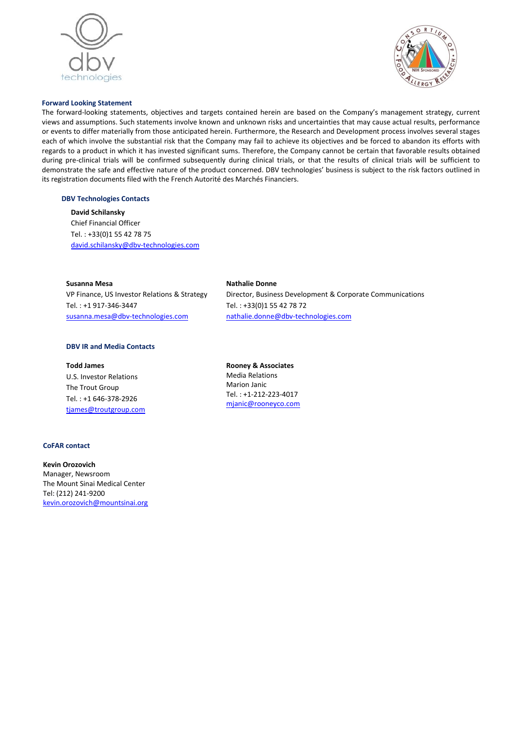**Forward Looking Statement**

The forward-looking statements, objectives and targets contained herein are based on the Company's management strategy, current views and assumptions. Such statements involve known and unknown risks and uncertainties that may cause actual results, performance or events to differ materially from those anticipated herein. Furthermore, the Research and Development process involves several stages each of which involve the substantial risk that the Company may fail to achieve its objectives and be forced to abandon its efforts with regards to a product in which it has invested significant sums. Therefore, the Company cannot be certain that favorable results obtained during pre-clinical trials will be confirmed subsequently during clinical trials, or that the results of clinical trials will be sufficient to demonstrate the safe and effective nature of the product concerned. DBV technologies' business is subject to the risk factors outlined in its registration documents filed with the French Autorité des Marchés Financiers.

**DBV Technologies Contacts**

**David Schilansky**
Chief Financial Officer
Tel. : +33(0)1 55 42 78 75
david.schilansky@dbv-technologies.com

**Susanna Mesa**
VP Finance, US Investor Relations & Strategy
Tel. : +1 917-346-3447
susanna.mesa@dbv-technologies.com

**Nathalie Donne**
Director, Business Development & Corporate Communications
Tel. : +33(0)1 55 42 78 72
nathalie.donne@dbv-technologies.com

**DBV IR and Media Contacts**

**Todd James**
U.S. Investor Relations
The Trout Group
Tel. : +1 646-378-2926
tjames@troutgroup.com

**Rooney & Associates**
Media Relations
Marion Janic
Tel. : +1-212-223-4017
mjanic@rooneyco.com

**CoFAR contact**

**Kevin Orozovich**
Manager, Newsroom
The Mount Sinai Medical Center
Tel: (212) 241-9200
kevin.orozovich@mountsinai.org